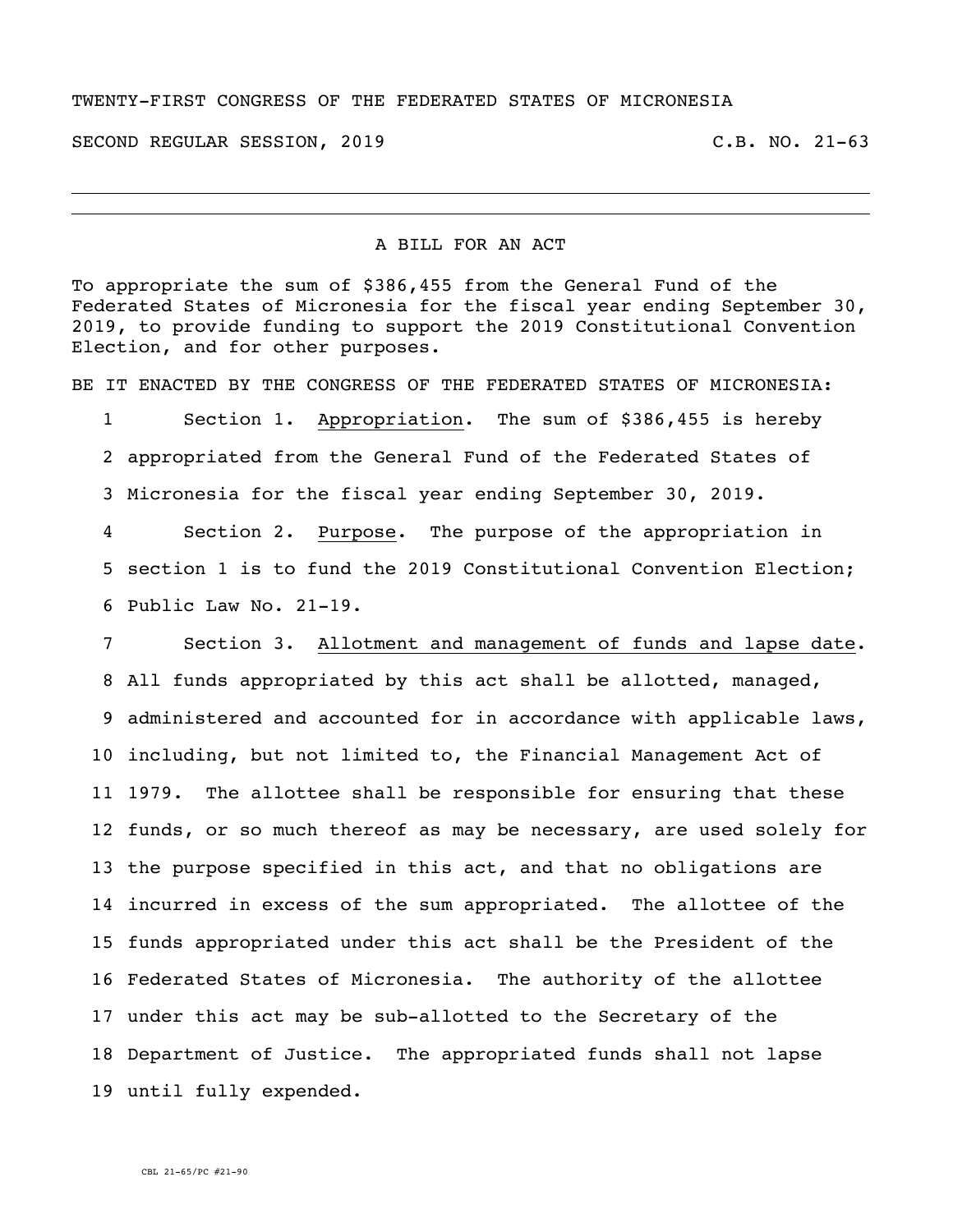TWENTY-FIRST CONGRESS OF THE FEDERATED STATES OF MICRONESIA

SECOND REGULAR SESSION, 2019 C.B. NO. 21-63

---

A BILL FOR AN ACT

To appropriate the sum of $386,455 from the General Fund of the Federated States of Micronesia for the fiscal year ending September 30, 2019, to provide funding to support the 2019 Constitutional Convention Election, and for other purposes.

BE IT ENACTED BY THE CONGRESS OF THE FEDERATED STATES OF MICRONESIA:

1 Section 1. Appropriation. The sum of $386,455 is hereby
2 appropriated from the General Fund of the Federated States of
3 Micronesia for the fiscal year ending September 30, 2019.

4 Section 2. Purpose. The purpose of the appropriation in
5 section 1 is to fund the 2019 Constitutional Convention Election;
6 Public Law No. 21-19.

7 Section 3. Allotment and management of funds and lapse date.
8 All funds appropriated by this act shall be allotted, managed,
9 administered and accounted for in accordance with applicable laws,
10 including, but not limited to, the Financial Management Act of
11 1979. The allottee shall be responsible for ensuring that these
12 funds, or so much thereof as may be necessary, are used solely for
13 the purpose specified in this act, and that no obligations are
14 incurred in excess of the sum appropriated. The allottee of the
15 funds appropriated under this act shall be the President of the
16 Federated States of Micronesia. The authority of the allottee
17 under this act may be sub-allotted to the Secretary of the
18 Department of Justice. The appropriated funds shall not lapse
19 until fully expended.

CBL 21-65/PC #21-90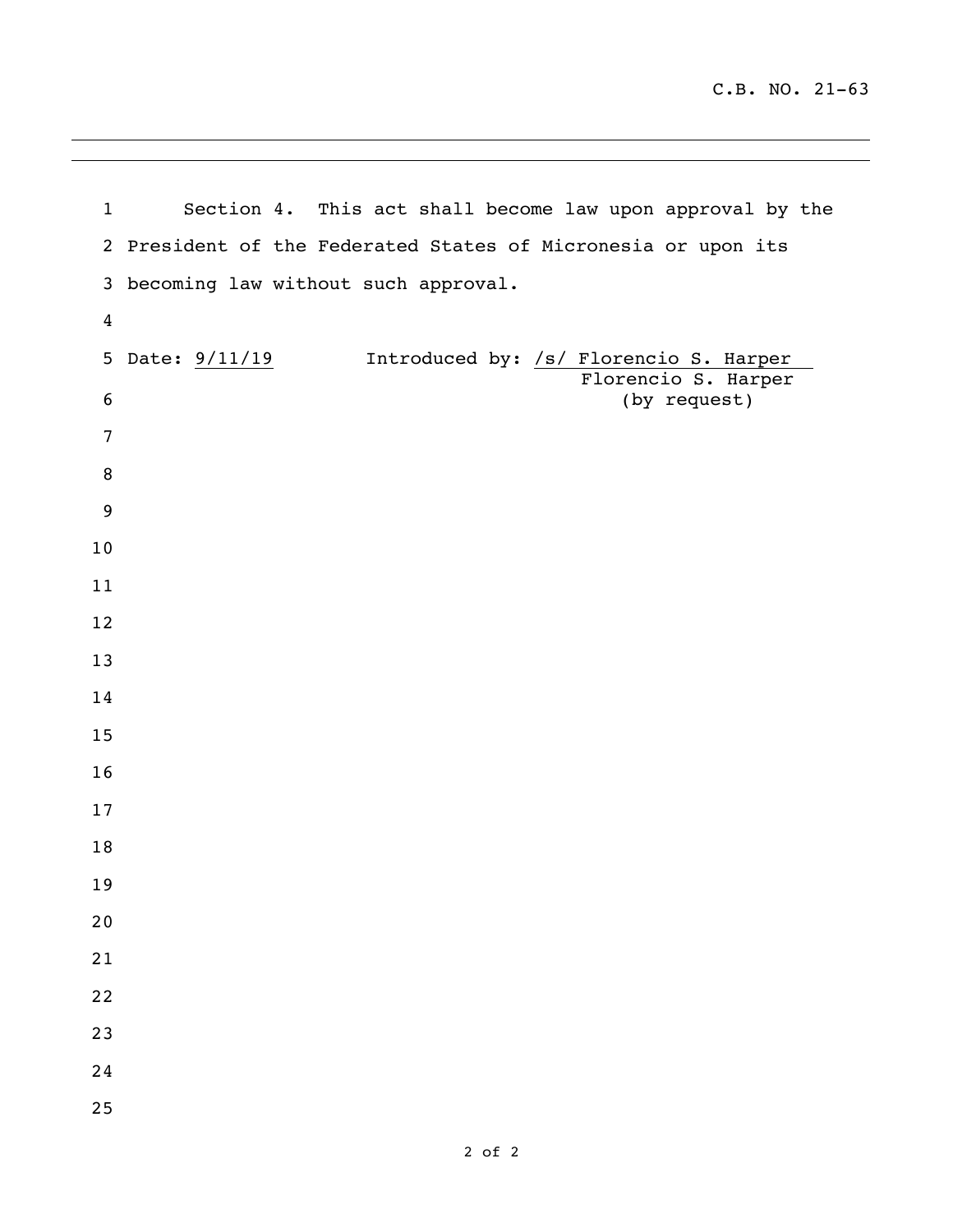Section 4. This act shall become law upon approval by the President of the Federated States of Micronesia or upon its becoming law without such approval.

Date: 9/11/19 Introduced by: /s/ Florencio S. Harper

Florencio S. Harper
(by request)